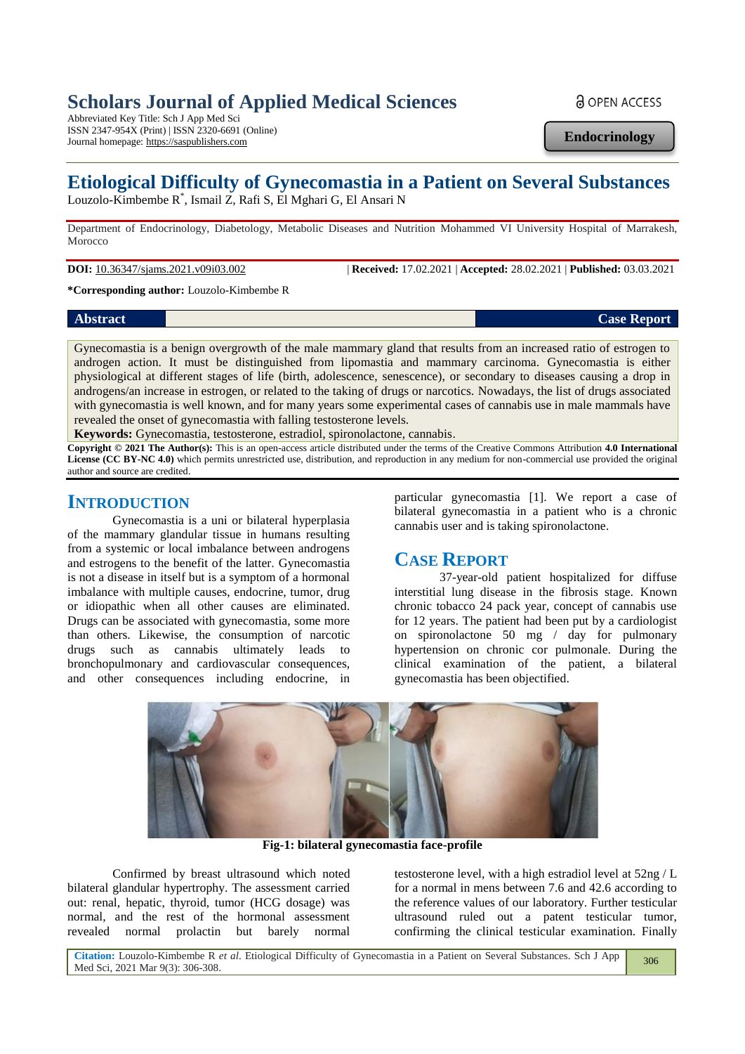# Scholars Journal of Applied Medical Sciences

Abbreviated Key Title: Sch J App Med Sci
ISSN 2347-954X (Print) | ISSN 2320-6691 (Online)
Journal homepage: https://saspublishers.com

OPEN ACCESS

**Endocrinology**

# Etiological Difficulty of Gynecomastia in a Patient on Several Substances

Louzolo-Kimbembe R*, Ismail Z, Rafi S, El Mghari G, El Ansari N

Department of Endocrinology, Diabetology, Metabolic Diseases and Nutrition Mohammed VI University Hospital of Marrakesh, Morocco

**DOI:** 10.36347/sjams.2021.v09i03.002 | **Received:** 17.02.2021 | **Accepted:** 28.02.2021 | **Published:** 03.03.2021

***Corresponding author:** Louzolo-Kimbembe R

**Abstract** **Case Report**

Gynecomastia is a benign overgrowth of the male mammary gland that results from an increased ratio of estrogen to androgen action. It must be distinguished from lipomastia and mammary carcinoma. Gynecomastia is either physiological at different stages of life (birth, adolescence, senescence), or secondary to diseases causing a drop in androgens/an increase in estrogen, or related to the taking of drugs or narcotics. Nowadays, the list of drugs associated with gynecomastia is well known, and for many years some experimental cases of cannabis use in male mammals have revealed the onset of gynecomastia with falling testosterone levels.

**Keywords:** Gynecomastia, testosterone, estradiol, spironolactone, cannabis.

**Copyright © 2021 The Author(s):** This is an open-access article distributed under the terms of the Creative Commons Attribution **4.0 International License (CC BY-NC 4.0)** which permits unrestricted use, distribution, and reproduction in any medium for non-commercial use provided the original author and source are credited.

## INTRODUCTION

Gynecomastia is a uni or bilateral hyperplasia of the mammary glandular tissue in humans resulting from a systemic or local imbalance between androgens and estrogens to the benefit of the latter. Gynecomastia is not a disease in itself but is a symptom of a hormonal imbalance with multiple causes, endocrine, tumor, drug or idiopathic when all other causes are eliminated. Drugs can be associated with gynecomastia, some more than others. Likewise, the consumption of narcotic drugs such as cannabis ultimately leads to bronchopulmonary and cardiovascular consequences, and other consequences including endocrine, in particular gynecomastia [1]. We report a case of bilateral gynecomastia in a patient who is a chronic cannabis user and is taking spironolactone.

## CASE REPORT

37-year-old patient hospitalized for diffuse interstitial lung disease in the fibrosis stage. Known chronic tobacco 24 pack year, concept of cannabis use for 12 years. The patient had been put by a cardiologist on spironolactone 50 mg / day for pulmonary hypertension on chronic cor pulmonale. During the clinical examination of the patient, a bilateral gynecomastia has been objectified.

**Fig-1: bilateral gynecomastia face-profile**

Confirmed by breast ultrasound which noted bilateral glandular hypertrophy. The assessment carried out: renal, hepatic, thyroid, tumor (HCG dosage) was normal, and the rest of the hormonal assessment revealed normal prolactin but barely normal testosterone level, with a high estradiol level at 52ng / L for a normal in mens between 7.6 and 42.6 according to the reference values of our laboratory. Further testicular ultrasound ruled out a patent testicular tumor, confirming the clinical testicular examination. Finally

**Citation:** Louzolo-Kimbembe R *et al*. Etiological Difficulty of Gynecomastia in a Patient on Several Substances. Sch J App Med Sci, 2021 Mar 9(3): 306-308.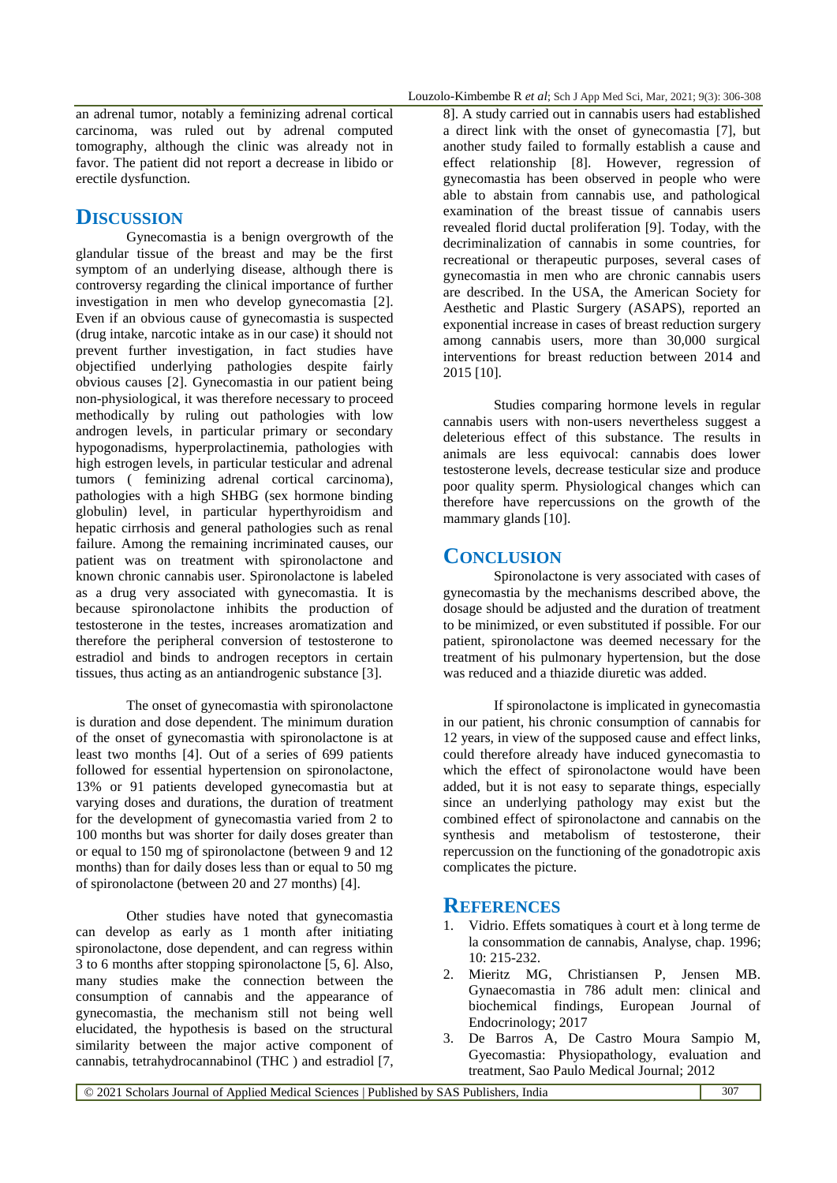an adrenal tumor, notably a feminizing adrenal cortical carcinoma, was ruled out by adrenal computed tomography, although the clinic was already not in favor. The patient did not report a decrease in libido or erectile dysfunction.

## DISCUSSION

Gynecomastia is a benign overgrowth of the glandular tissue of the breast and may be the first symptom of an underlying disease, although there is controversy regarding the clinical importance of further investigation in men who develop gynecomastia [2]. Even if an obvious cause of gynecomastia is suspected (drug intake, narcotic intake as in our case) it should not prevent further investigation, in fact studies have objectified underlying pathologies despite fairly obvious causes [2]. Gynecomastia in our patient being non-physiological, it was therefore necessary to proceed methodically by ruling out pathologies with low androgen levels, in particular primary or secondary hypogonadisms, hyperprolactinemia, pathologies with high estrogen levels, in particular testicular and adrenal tumors ( feminizing adrenal cortical carcinoma), pathologies with a high SHBG (sex hormone binding globulin) level, in particular hyperthyroidism and hepatic cirrhosis and general pathologies such as renal failure. Among the remaining incriminated causes, our patient was on treatment with spironolactone and known chronic cannabis user. Spironolactone is labeled as a drug very associated with gynecomastia. It is because spironolactone inhibits the production of testosterone in the testes, increases aromatization and therefore the peripheral conversion of testosterone to estradiol and binds to androgen receptors in certain tissues, thus acting as an antiandrogenic substance [3].

The onset of gynecomastia with spironolactone is duration and dose dependent. The minimum duration of the onset of gynecomastia with spironolactone is at least two months [4]. Out of a series of 699 patients followed for essential hypertension on spironolactone, 13% or 91 patients developed gynecomastia but at varying doses and durations, the duration of treatment for the development of gynecomastia varied from 2 to 100 months but was shorter for daily doses greater than or equal to 150 mg of spironolactone (between 9 and 12 months) than for daily doses less than or equal to 50 mg of spironolactone (between 20 and 27 months) [4].

Other studies have noted that gynecomastia can develop as early as 1 month after initiating spironolactone, dose dependent, and can regress within 3 to 6 months after stopping spironolactone [5, 6]. Also, many studies make the connection between the consumption of cannabis and the appearance of gynecomastia, the mechanism still not being well elucidated, the hypothesis is based on the structural similarity between the major active component of cannabis, tetrahydrocannabinol (THC ) and estradiol [7, 8]. A study carried out in cannabis users had established a direct link with the onset of gynecomastia [7], but another study failed to formally establish a cause and effect relationship [8]. However, regression of gynecomastia has been observed in people who were able to abstain from cannabis use, and pathological examination of the breast tissue of cannabis users revealed florid ductal proliferation [9]. Today, with the decriminalization of cannabis in some countries, for recreational or therapeutic purposes, several cases of gynecomastia in men who are chronic cannabis users are described. In the USA, the American Society for Aesthetic and Plastic Surgery (ASAPS), reported an exponential increase in cases of breast reduction surgery among cannabis users, more than 30,000 surgical interventions for breast reduction between 2014 and 2015 [10].

Studies comparing hormone levels in regular cannabis users with non-users nevertheless suggest a deleterious effect of this substance. The results in animals are less equivocal: cannabis does lower testosterone levels, decrease testicular size and produce poor quality sperm. Physiological changes which can therefore have repercussions on the growth of the mammary glands [10].

## CONCLUSION

Spironolactone is very associated with cases of gynecomastia by the mechanisms described above, the dosage should be adjusted and the duration of treatment to be minimized, or even substituted if possible. For our patient, spironolactone was deemed necessary for the treatment of his pulmonary hypertension, but the dose was reduced and a thiazide diuretic was added.

If spironolactone is implicated in gynecomastia in our patient, his chronic consumption of cannabis for 12 years, in view of the supposed cause and effect links, could therefore already have induced gynecomastia to which the effect of spironolactone would have been added, but it is not easy to separate things, especially since an underlying pathology may exist but the combined effect of spironolactone and cannabis on the synthesis and metabolism of testosterone, their repercussion on the functioning of the gonadotropic axis complicates the picture.

## REFERENCES

1. Vidrio. Effets somatiques à court et à long terme de la consommation de cannabis, Analyse, chap. 1996; 10: 215-232.
2. Mieritz MG, Christiansen P, Jensen MB. Gynaecomastia in 786 adult men: clinical and biochemical findings, European Journal of Endocrinology; 2017
3. De Barros A, De Castro Moura Sampio M, Gyecomastia: Physiopathology, evaluation and treatment, Sao Paulo Medical Journal; 2012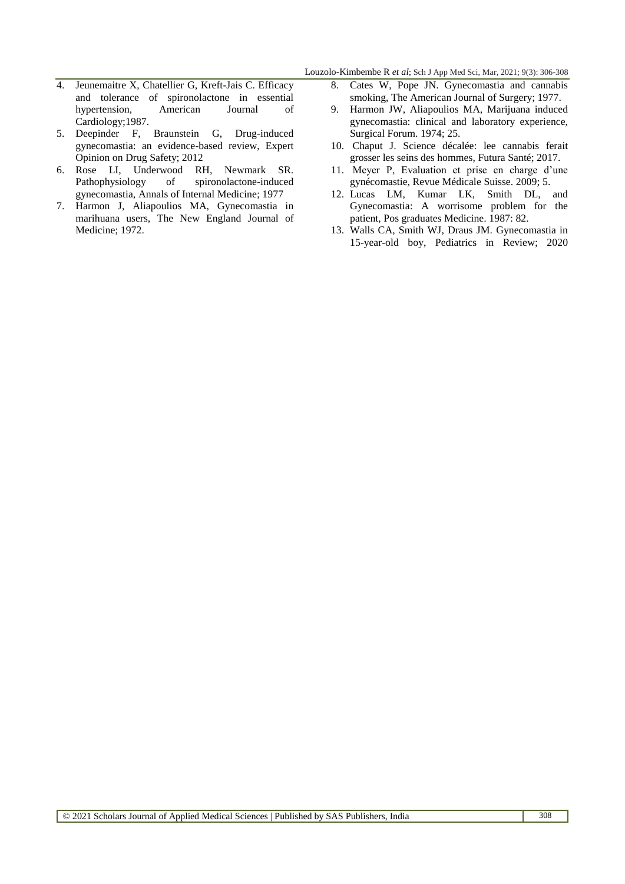4. Jeunemaitre X, Chatellier G, Kreft-Jais C. Efficacy and tolerance of spironolactone in essential hypertension, American Journal of Cardiology;1987.
5. Deepinder F, Braunstein G, Drug-induced gynecomastia: an evidence-based review, Expert Opinion on Drug Safety; 2012
6. Rose LI, Underwood RH, Newmark SR. Pathophysiology of spironolactone-induced gynecomastia, Annals of Internal Medicine; 1977
7. Harmon J, Aliapoulios MA, Gynecomastia in marihuana users, The New England Journal of Medicine; 1972.
8. Cates W, Pope JN. Gynecomastia and cannabis smoking, The American Journal of Surgery; 1977.
9. Harmon JW, Aliapoulios MA, Marijuana induced gynecomastia: clinical and laboratory experience, Surgical Forum. 1974; 25.
10. Chaput J. Science décalée: lee cannabis ferait grosser les seins des hommes, Futura Santé; 2017.
11. Meyer P, Evaluation et prise en charge d'une gynécomastie, Revue Médicale Suisse. 2009; 5.
12. Lucas LM, Kumar LK, Smith DL, and Gynecomastia: A worrisome problem for the patient, Pos graduates Medicine. 1987: 82.
13. Walls CA, Smith WJ, Draus JM. Gynecomastia in 15-year-old boy, Pediatrics in Review; 2020